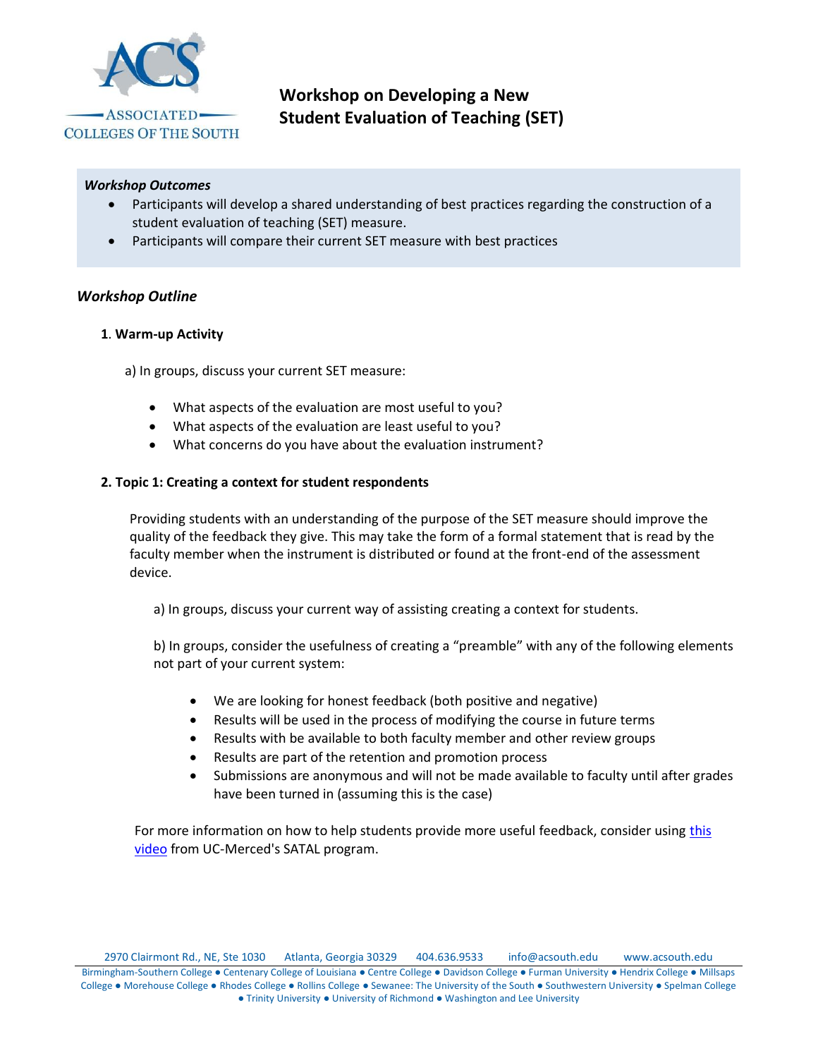# Workshop on Developing a New Student Evaluation of Teaching (SET)

***Workshop Outcomes***

- Participants will develop a shared understanding of best practices regarding the construction of a student evaluation of teaching (SET) measure.
- Participants will compare their current SET measure with best practices

## *Workshop Outline*

### 1. Warm-up Activity

a) In groups, discuss your current SET measure:

- What aspects of the evaluation are most useful to you?
- What aspects of the evaluation are least useful to you?
- What concerns do you have about the evaluation instrument?

### 2. Topic 1: Creating a context for student respondents

Providing students with an understanding of the purpose of the SET measure should improve the quality of the feedback they give. This may take the form of a formal statement that is read by the faculty member when the instrument is distributed or found at the front-end of the assessment device.

a) In groups, discuss your current way of assisting creating a context for students.

b) In groups, consider the usefulness of creating a "preamble" with any of the following elements not part of your current system:

- We are looking for honest feedback (both positive and negative)
- Results will be used in the process of modifying the course in future terms
- Results with be available to both faculty member and other review groups
- Results are part of the retention and promotion process
- Submissions are anonymous and will not be made available to faculty until after grades have been turned in (assuming this is the case)

For more information on how to help students provide more useful feedback, consider using this video from UC-Merced's SATAL program.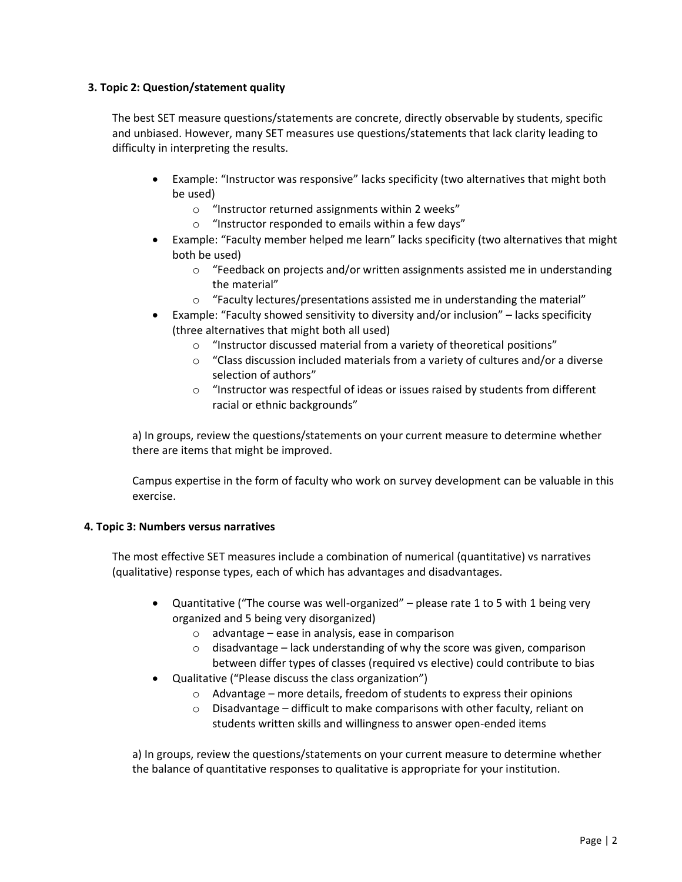**3. Topic 2: Question/statement quality**

The best SET measure questions/statements are concrete, directly observable by students, specific and unbiased. However, many SET measures use questions/statements that lack clarity leading to difficulty in interpreting the results.

- Example: "Instructor was responsive" lacks specificity (two alternatives that might both be used)
    - "Instructor returned assignments within 2 weeks"
    - "Instructor responded to emails within a few days"
- Example: "Faculty member helped me learn" lacks specificity (two alternatives that might both be used)
    - "Feedback on projects and/or written assignments assisted me in understanding the material"
    - "Faculty lectures/presentations assisted me in understanding the material"
- Example: "Faculty showed sensitivity to diversity and/or inclusion" – lacks specificity (three alternatives that might both all used)
    - "Instructor discussed material from a variety of theoretical positions"
    - "Class discussion included materials from a variety of cultures and/or a diverse selection of authors"
    - "Instructor was respectful of ideas or issues raised by students from different racial or ethnic backgrounds"

a) In groups, review the questions/statements on your current measure to determine whether there are items that might be improved.

Campus expertise in the form of faculty who work on survey development can be valuable in this exercise.

**4. Topic 3: Numbers versus narratives**

The most effective SET measures include a combination of numerical (quantitative) vs narratives (qualitative) response types, each of which has advantages and disadvantages.

- Quantitative ("The course was well-organized" – please rate 1 to 5 with 1 being very organized and 5 being very disorganized)
    - advantage – ease in analysis, ease in comparison
    - disadvantage – lack understanding of why the score was given, comparison between differ types of classes (required vs elective) could contribute to bias
- Qualitative ("Please discuss the class organization")
    - Advantage – more details, freedom of students to express their opinions
    - Disadvantage – difficult to make comparisons with other faculty, reliant on students written skills and willingness to answer open-ended items

a) In groups, review the questions/statements on your current measure to determine whether the balance of quantitative responses to qualitative is appropriate for your institution.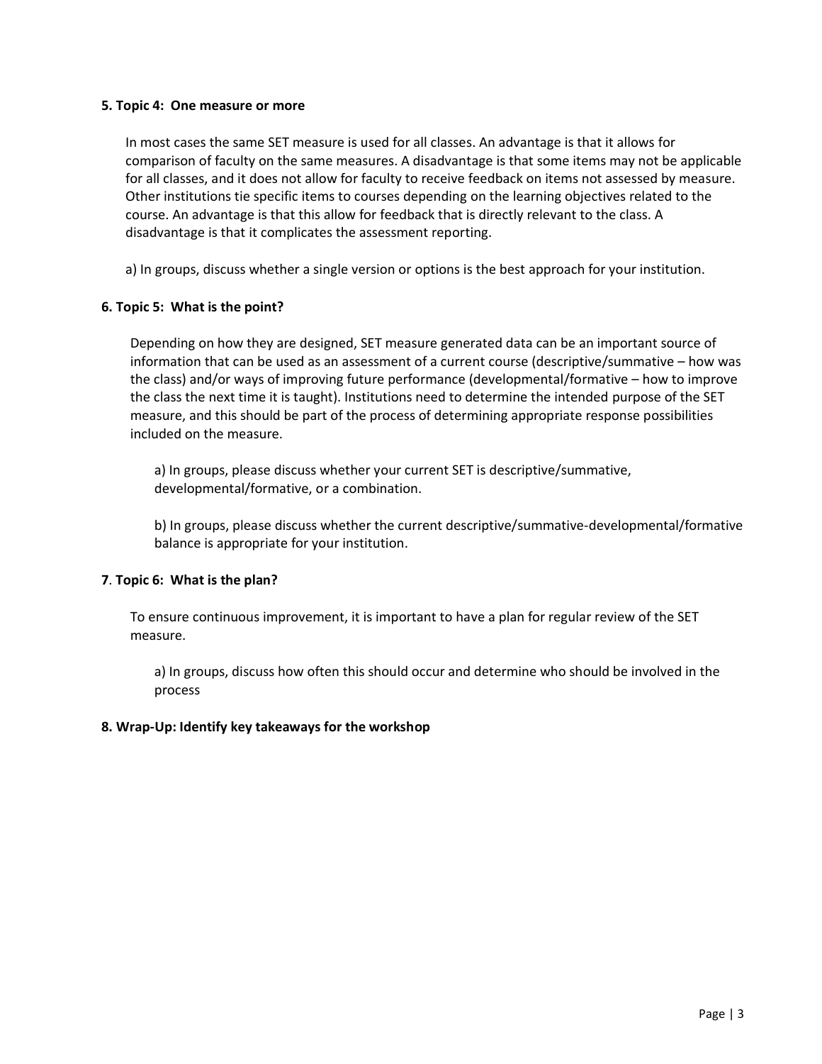**5. Topic 4: One measure or more**

In most cases the same SET measure is used for all classes. An advantage is that it allows for comparison of faculty on the same measures. A disadvantage is that some items may not be applicable for all classes, and it does not allow for faculty to receive feedback on items not assessed by measure. Other institutions tie specific items to courses depending on the learning objectives related to the course. An advantage is that this allow for feedback that is directly relevant to the class. A disadvantage is that it complicates the assessment reporting.

a) In groups, discuss whether a single version or options is the best approach for your institution.

**6. Topic 5: What is the point?**

Depending on how they are designed, SET measure generated data can be an important source of information that can be used as an assessment of a current course (descriptive/summative – how was the class) and/or ways of improving future performance (developmental/formative – how to improve the class the next time it is taught). Institutions need to determine the intended purpose of the SET measure, and this should be part of the process of determining appropriate response possibilities included on the measure.

a) In groups, please discuss whether your current SET is descriptive/summative, developmental/formative, or a combination.

b) In groups, please discuss whether the current descriptive/summative-developmental/formative balance is appropriate for your institution.

**7. Topic 6: What is the plan?**

To ensure continuous improvement, it is important to have a plan for regular review of the SET measure.

a) In groups, discuss how often this should occur and determine who should be involved in the process

**8. Wrap-Up: Identify key takeaways for the workshop**